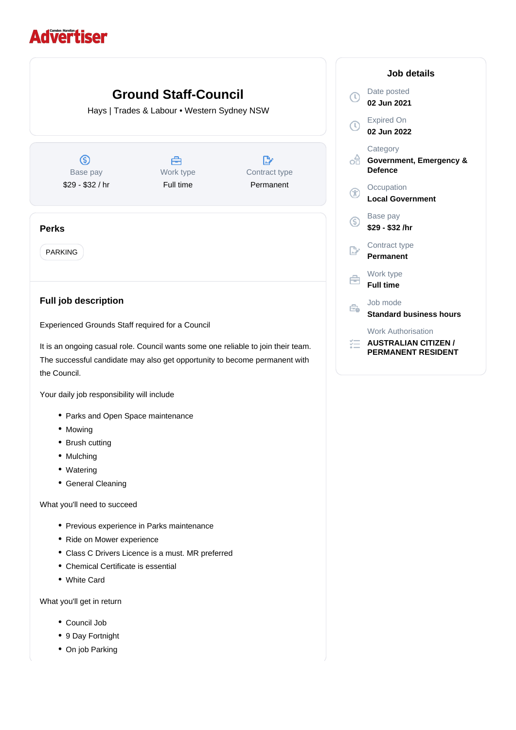Advertiser

# Ground Staff-Council

Hays | Trades & Labour • Western Sydney NSW

| Base pay | Work type | Contract type |
| --- | --- | --- |
| $29 - $32 / hr | Full time | Permanent |

## Perks

PARKING

## Full job description

Experienced Grounds Staff required for a Council

It is an ongoing casual role. Council wants some one reliable to join their team. The successful candidate may also get opportunity to become permanent with the Council.

Your daily job responsibility will include

- Parks and Open Space maintenance
- Mowing
- Brush cutting
- Mulching
- Watering
- General Cleaning

What you'll need to succeed

- Previous experience in Parks maintenance
- Ride on Mower experience
- Class C Drivers Licence is a must. MR preferred
- Chemical Certificate is essential
- White Card

What you'll get in return

- Council Job
- 9 Day Fortnight
- On job Parking

## Job details

Date posted
**02 Jun 2021**

Expired On
**02 Jun 2022**

Category
**Government, Emergency & Defence**

Occupation
**Local Government**

Base pay
**$29 - $32 /hr**

Contract type
**Permanent**

Work type
**Full time**

Job mode
**Standard business hours**

Work Authorisation
**AUSTRALIAN CITIZEN / PERMANENT RESIDENT**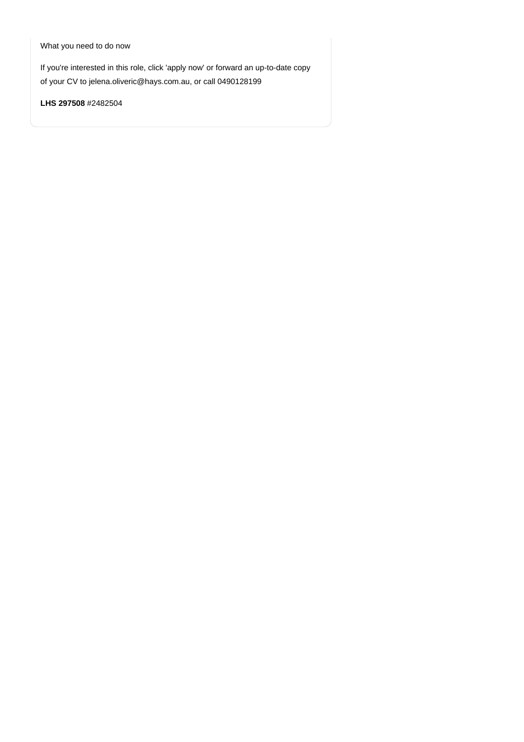What you need to do now

If you're interested in this role, click 'apply now' or forward an up-to-date copy of your CV to jelena.oliveric@hays.com.au, or call 0490128199

**LHS 297508** #2482504